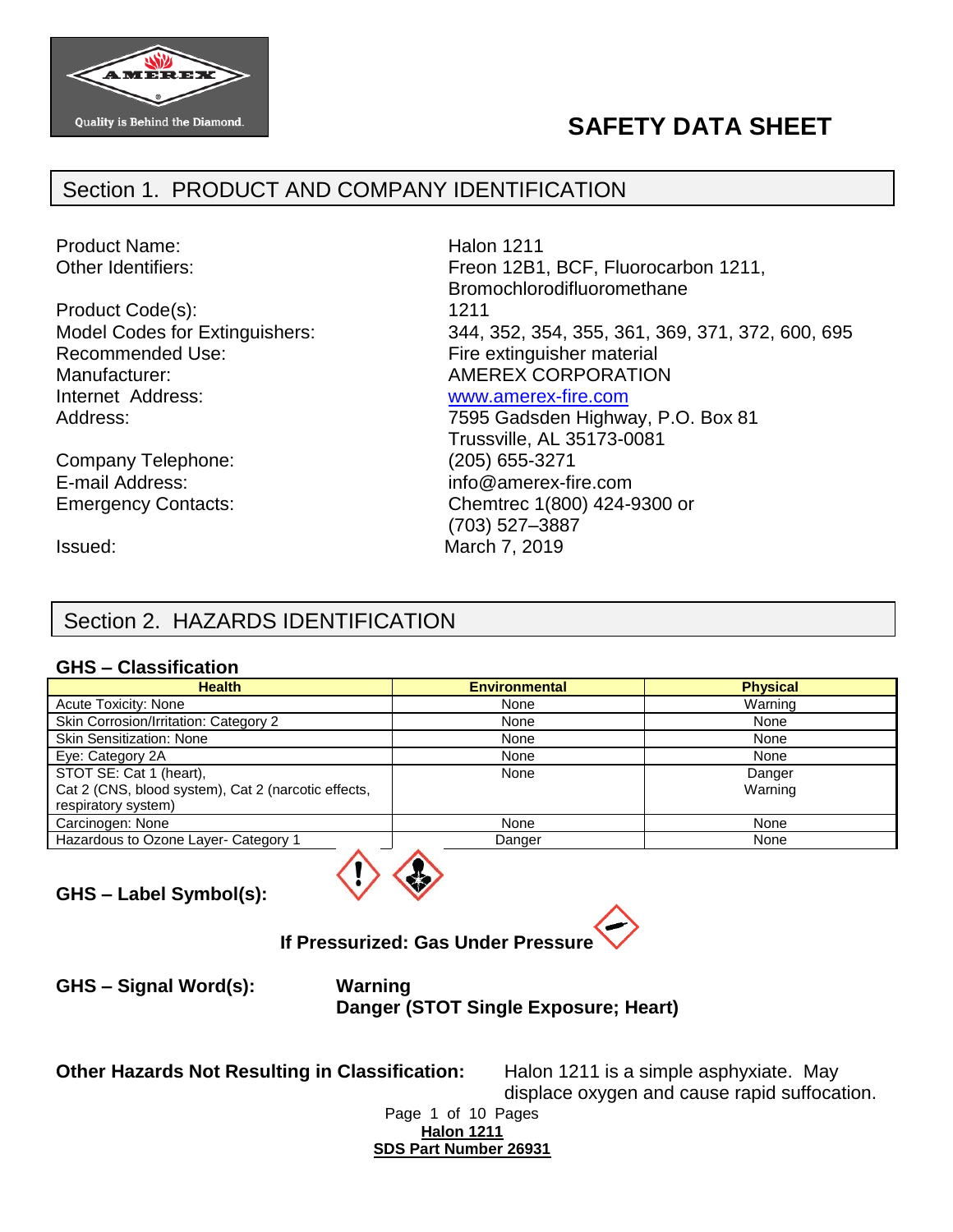# SAFETY DATA SHEET

## Section 1. PRODUCT AND COMPANY IDENTIFICATION

| | |
|---|---|
| Product Name: | Halon 1211 |
| Other Identifiers: | Freon 12B1, BCF, Fluorocarbon 1211, Bromochlorodifluoromethane |
| Product Code(s): | 1211 |
| Model Codes for Extinguishers: | 344, 352, 354, 355, 361, 369, 371, 372, 600, 695 |
| Recommended Use: | Fire extinguisher material |
| Manufacturer: | AMEREX CORPORATION |
| Internet Address: | www.amerex-fire.com |
| Address: | 7595 Gadsden Highway, P.O. Box 81<br>Trussville, AL 35173-0081 |
| Company Telephone: | (205) 655-3271 |
| E-mail Address: | info@amerex-fire.com |
| Emergency Contacts: | Chemtrec 1(800) 424-9300 or<br>(703) 527–3887 |
| Issued: | March 7, 2019 |

## Section 2. HAZARDS IDENTIFICATION

### GHS – Classification

| Health | Environmental | Physical |
|---|---|---|
| Acute Toxicity: None | None | Warning |
| Skin Corrosion/Irritation: Category 2 | None | None |
| Skin Sensitization: None | None | None |
| Eye: Category 2A | None | None |
| STOT SE: Cat 1 (heart),<br>Cat 2 (CNS, blood system), Cat 2 (narcotic effects, respiratory system) | None | Danger<br>Warning |
| Carcinogen: None | None | None |
| Hazardous to Ozone Layer- Category 1 | Danger | None |

**GHS – Label Symbol(s):**

**If Pressurized: Gas Under Pressure**

**GHS – Signal Word(s):** **Warning**
**Danger (STOT Single Exposure; Heart)**

**Other Hazards Not Resulting in Classification:** Halon 1211 is a simple asphyxiate. May displace oxygen and cause rapid suffocation.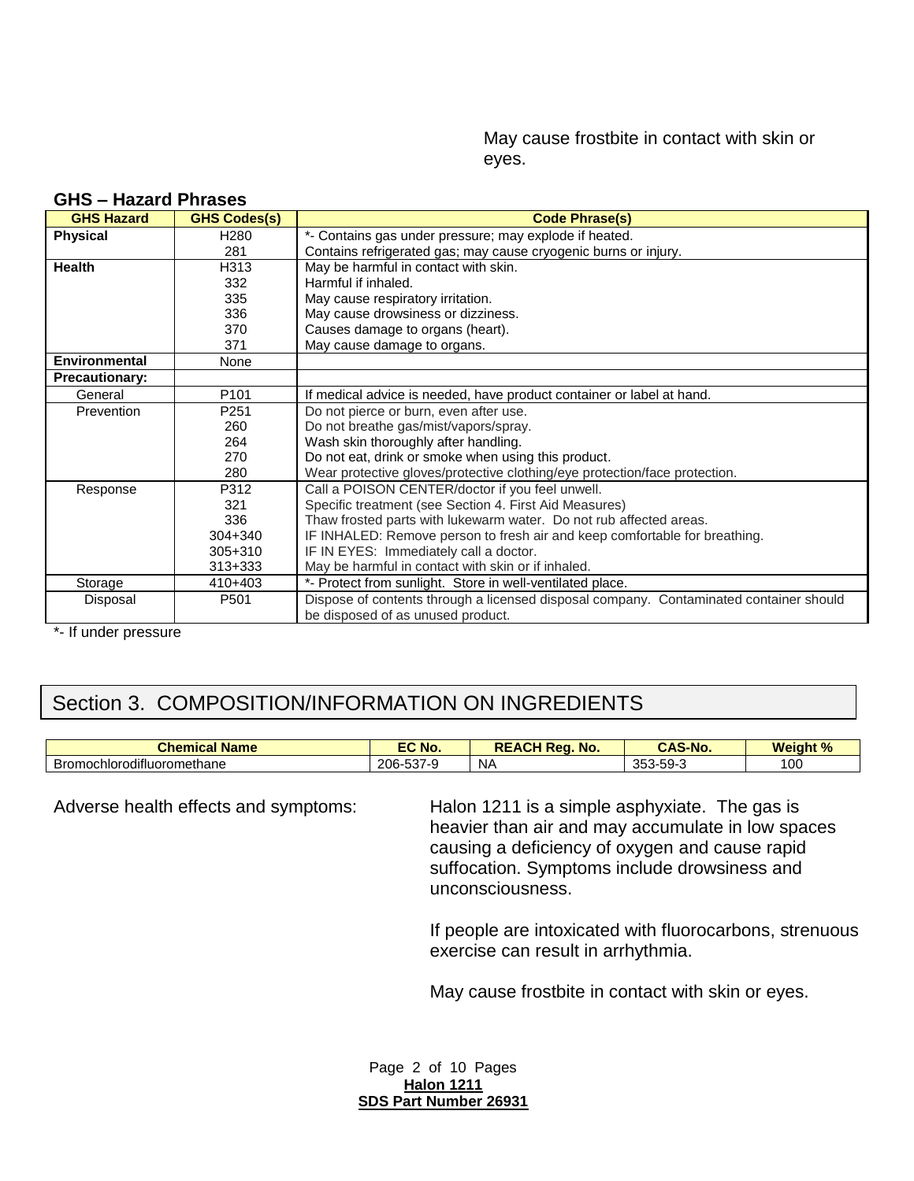May cause frostbite in contact with skin or eyes.

## GHS – Hazard Phrases

| GHS Hazard | GHS Codes(s) | Code Phrase(s) |
|---|---|---|
| **Physical** | H280 | *- Contains gas under pressure; may explode if heated. |
| | 281 | Contains refrigerated gas; may cause cryogenic burns or injury. |
| **Health** | H313 | May be harmful in contact with skin. |
| | 332 | Harmful if inhaled. |
| | 335 | May cause respiratory irritation. |
| | 336 | May cause drowsiness or dizziness. |
| | 370 | Causes damage to organs (heart). |
| | 371 | May cause damage to organs. |
| **Environmental** | None | |
| **Precautionary:** | | |
| General | P101 | If medical advice is needed, have product container or label at hand. |
| Prevention | P251 | Do not pierce or burn, even after use. |
| | 260 | Do not breathe gas/mist/vapors/spray. |
| | 264 | Wash skin thoroughly after handling. |
| | 270 | Do not eat, drink or smoke when using this product. |
| | 280 | Wear protective gloves/protective clothing/eye protection/face protection. |
| Response | P312 | Call a POISON CENTER/doctor if you feel unwell. |
| | 321 | Specific treatment (see Section 4. First Aid Measures) |
| | 336 | Thaw frosted parts with lukewarm water. Do not rub affected areas. |
| | 304+340 | IF INHALED: Remove person to fresh air and keep comfortable for breathing. |
| | 305+310 | IF IN EYES: Immediately call a doctor. |
| | 313+333 | May be harmful in contact with skin or if inhaled. |
| Storage | 410+403 | *- Protect from sunlight. Store in well-ventilated place. |
| Disposal | P501 | Dispose of contents through a licensed disposal company. Contaminated container should be disposed of as unused product. |

*- If under pressure

# Section 3. COMPOSITION/INFORMATION ON INGREDIENTS

| Chemical Name | EC No. | REACH Reg. No. | CAS-No. | Weight % |
|---|---|---|---|---|
| Bromochlorodifluoromethane | 206-537-9 | NA | 353-59-3 | 100 |

Adverse health effects and symptoms:

Halon 1211 is a simple asphyxiate. The gas is heavier than air and may accumulate in low spaces causing a deficiency of oxygen and cause rapid suffocation. Symptoms include drowsiness and unconsciousness.

If people are intoxicated with fluorocarbons, strenuous exercise can result in arrhythmia.

May cause frostbite in contact with skin or eyes.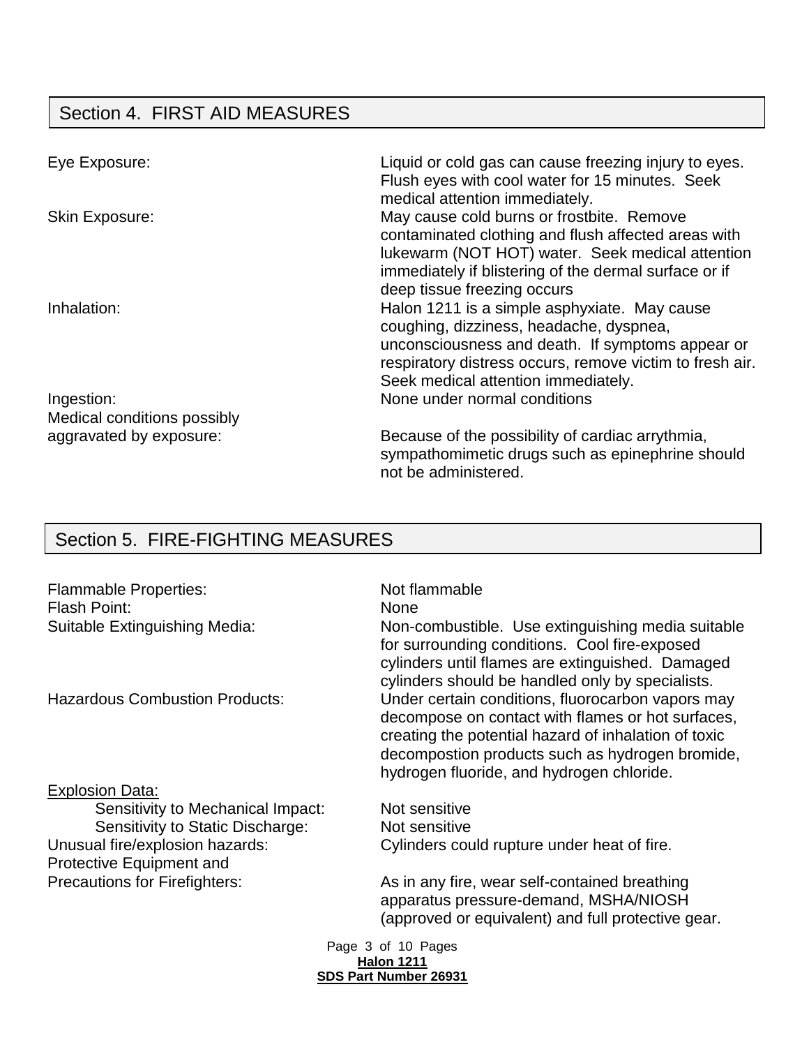## Section 4. FIRST AID MEASURES

| | |
|---|---|
| Eye Exposure: | Liquid or cold gas can cause freezing injury to eyes. Flush eyes with cool water for 15 minutes. Seek medical attention immediately. |
| Skin Exposure: | May cause cold burns or frostbite. Remove contaminated clothing and flush affected areas with lukewarm (NOT HOT) water. Seek medical attention immediately if blistering of the dermal surface or if deep tissue freezing occurs |
| Inhalation: | Halon 1211 is a simple asphyxiate. May cause coughing, dizziness, headache, dyspnea, unconsciousness and death. If symptoms appear or respiratory distress occurs, remove victim to fresh air. Seek medical attention immediately. |
| Ingestion: | None under normal conditions |
| Medical conditions possibly aggravated by exposure: | Because of the possibility of cardiac arrythmia, sympathomimetic drugs such as epinephrine should not be administered. |

## Section 5. FIRE-FIGHTING MEASURES

| | |
|---|---|
| Flammable Properties: | Not flammable |
| Flash Point: | None |
| Suitable Extinguishing Media: | Non-combustible. Use extinguishing media suitable for surrounding conditions. Cool fire-exposed cylinders until flames are extinguished. Damaged cylinders should be handled only by specialists. |
| Hazardous Combustion Products: | Under certain conditions, fluorocarbon vapors may decompose on contact with flames or hot surfaces, creating the potential hazard of inhalation of toxic decompostion products such as hydrogen bromide, hydrogen fluoride, and hydrogen chloride. |

Explosion Data:

| | |
|---|---|
| Sensitivity to Mechanical Impact: | Not sensitive |
| Sensitivity to Static Discharge: | Not sensitive |
| Unusual fire/explosion hazards: | Cylinders could rupture under heat of fire. |
| Protective Equipment and Precautions for Firefighters: | As in any fire, wear self-contained breathing apparatus pressure-demand, MSHA/NIOSH (approved or equivalent) and full protective gear. |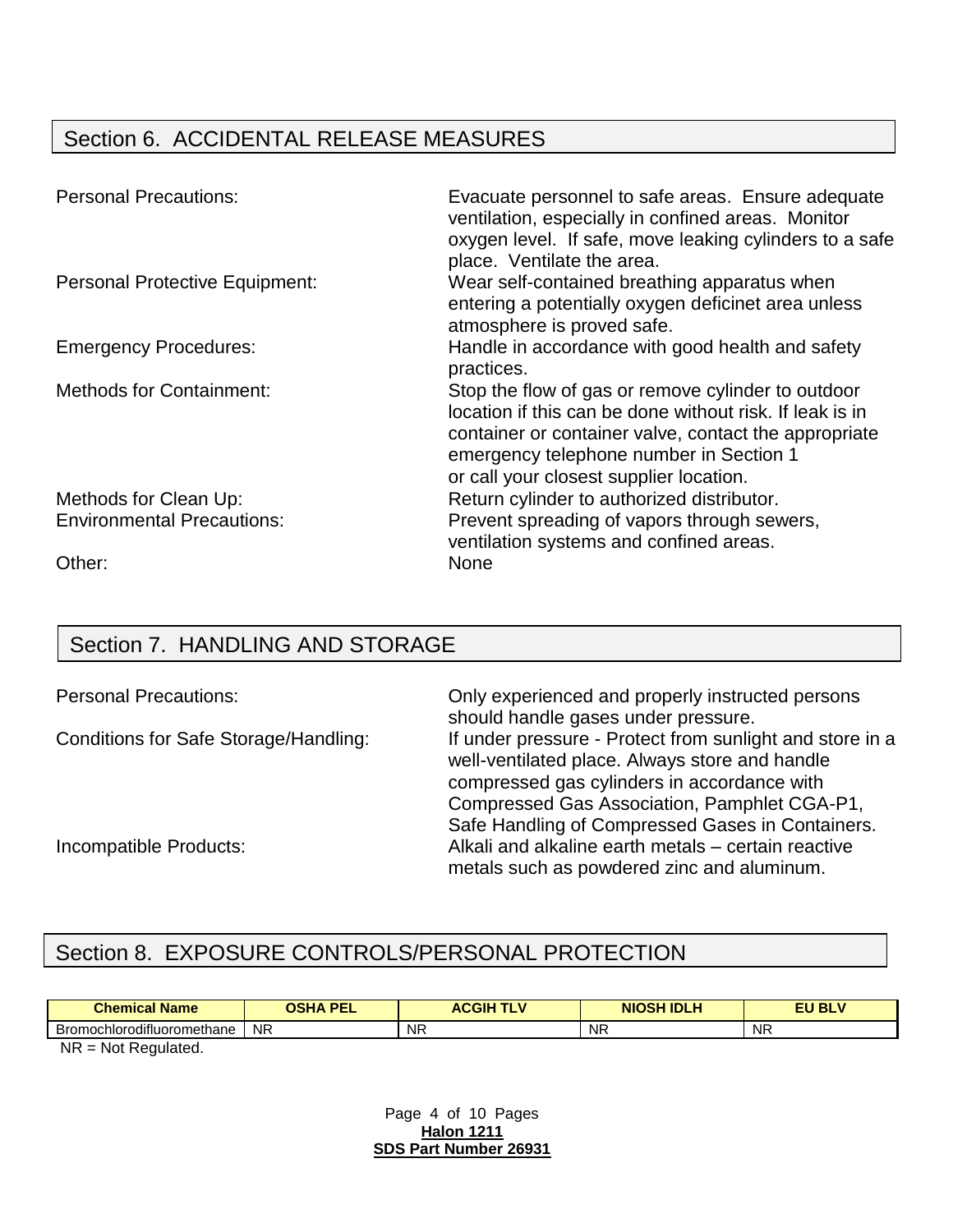## Section 6. ACCIDENTAL RELEASE MEASURES

Personal Precautions: Evacuate personnel to safe areas. Ensure adequate ventilation, especially in confined areas. Monitor oxygen level. If safe, move leaking cylinders to a safe place. Ventilate the area.

Personal Protective Equipment: Wear self-contained breathing apparatus when entering a potentially oxygen deficinet area unless atmosphere is proved safe.

Emergency Procedures: Handle in accordance with good health and safety practices.

Methods for Containment: Stop the flow of gas or remove cylinder to outdoor location if this can be done without risk. If leak is in container or container valve, contact the appropriate emergency telephone number in Section 1 or call your closest supplier location.

Methods for Clean Up: Return cylinder to authorized distributor.

Environmental Precautions: Prevent spreading of vapors through sewers, ventilation systems and confined areas.

Other: None

## Section 7. HANDLING AND STORAGE

Personal Precautions: Only experienced and properly instructed persons should handle gases under pressure.

Conditions for Safe Storage/Handling: If under pressure - Protect from sunlight and store in a well-ventilated place. Always store and handle compressed gas cylinders in accordance with Compressed Gas Association, Pamphlet CGA-P1, Safe Handling of Compressed Gases in Containers.

Incompatible Products: Alkali and alkaline earth metals – certain reactive metals such as powdered zinc and aluminum.

## Section 8. EXPOSURE CONTROLS/PERSONAL PROTECTION

| Chemical Name | OSHA PEL | ACGIH TLV | NIOSH IDLH | EU BLV |
|---|---|---|---|---|
| Bromochlorodifluoromethane | NR | NR | NR | NR |

NR = Not Regulated.

**Halon 1211**
**SDS Part Number 26931**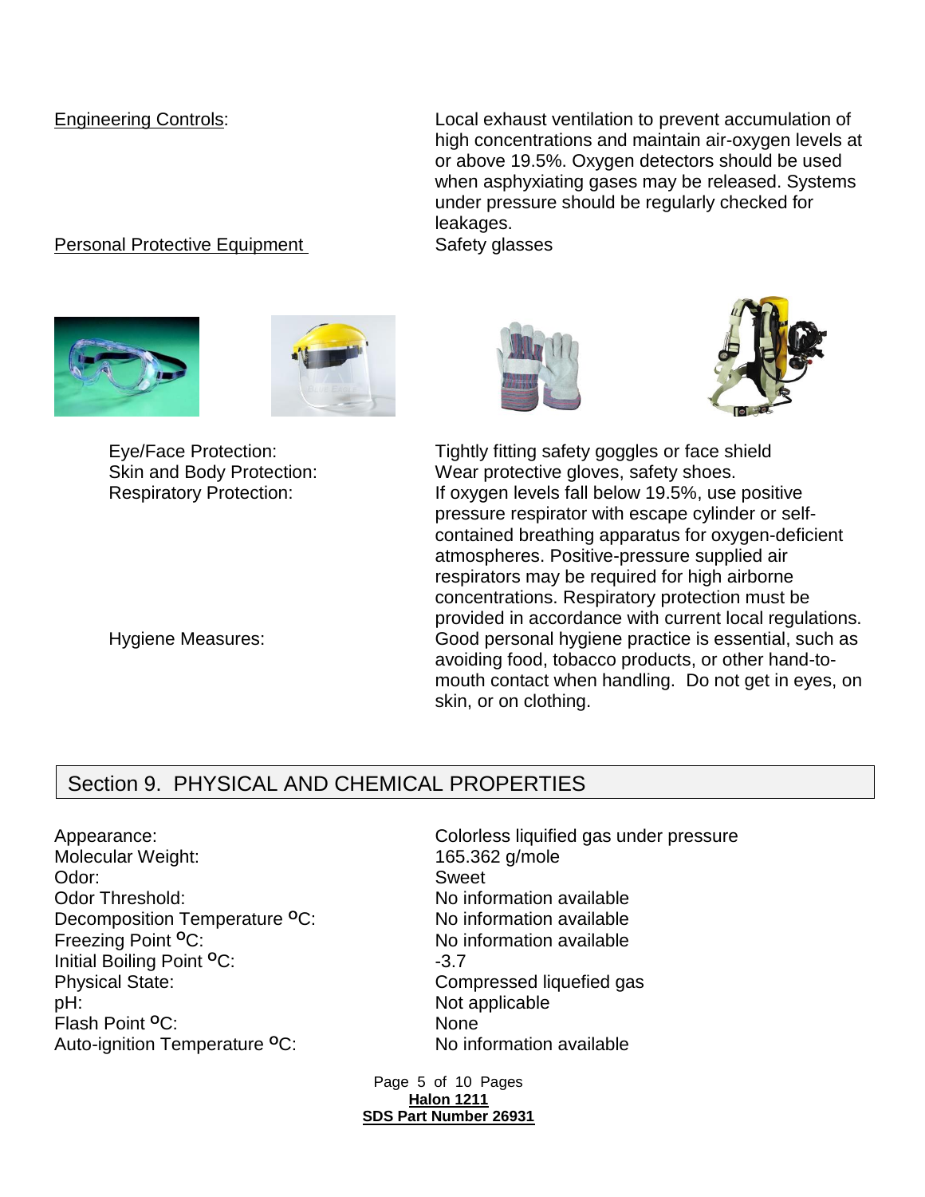Engineering Controls: Local exhaust ventilation to prevent accumulation of high concentrations and maintain air-oxygen levels at or above 19.5%. Oxygen detectors should be used when asphyxiating gases may be released. Systems under pressure should be regularly checked for leakages.

Personal Protective Equipment: Safety glasses

Eye/Face Protection: Tightly fitting safety goggles or face shield

Skin and Body Protection: Wear protective gloves, safety shoes.

Respiratory Protection: If oxygen levels fall below 19.5%, use positive pressure respirator with escape cylinder or self-contained breathing apparatus for oxygen-deficient atmospheres. Positive-pressure supplied air respirators may be required for high airborne concentrations. Respiratory protection must be provided in accordance with current local regulations.

Hygiene Measures: Good personal hygiene practice is essential, such as avoiding food, tobacco products, or other hand-to-mouth contact when handling. Do not get in eyes, on skin, or on clothing.

## Section 9. PHYSICAL AND CHEMICAL PROPERTIES

| Property | Value |
| --- | --- |
| Appearance: | Colorless liquified gas under pressure |
| Molecular Weight: | 165.362 g/mole |
| Odor: | Sweet |
| Odor Threshold: | No information available |
| Decomposition Temperature °C: | No information available |
| Freezing Point °C: | No information available |
| Initial Boiling Point °C: | -3.7 |
| Physical State: | Compressed liquefied gas |
| pH: | Not applicable |
| Flash Point °C: | None |
| Auto-ignition Temperature °C: | No information available |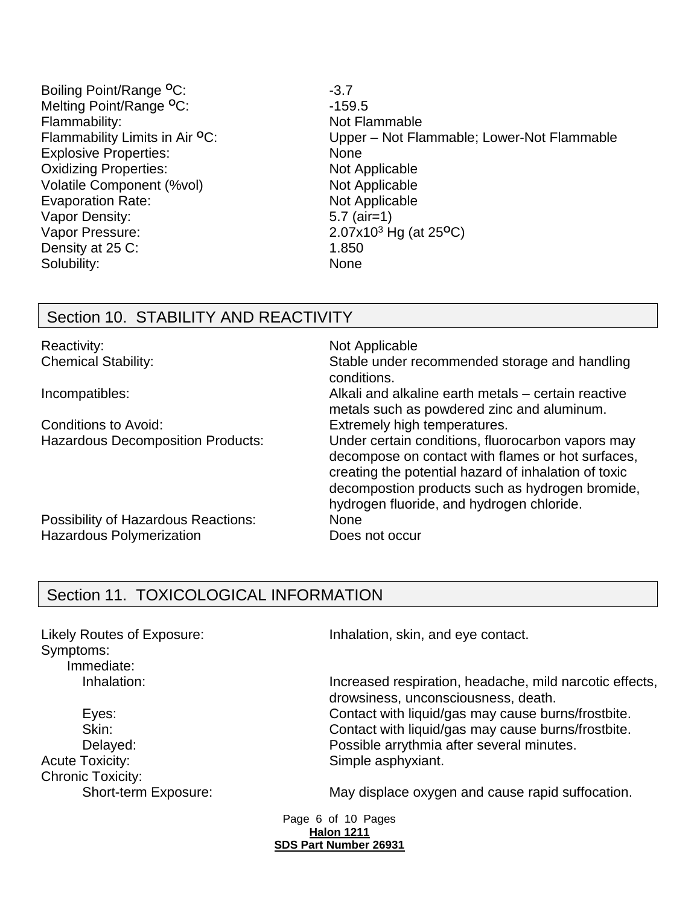| | |
|---|---|
| Boiling Point/Range $^{o}$C: | -3.7 |
| Melting Point/Range $^{o}$C: | -159.5 |
| Flammability: | Not Flammable |
| Flammability Limits in Air $^{o}$C: | Upper – Not Flammable; Lower-Not Flammable |
| Explosive Properties: | None |
| Oxidizing Properties: | Not Applicable |
| Volatile Component (%vol) | Not Applicable |
| Evaporation Rate: | Not Applicable |
| Vapor Density: | 5.7 (air=1) |
| Vapor Pressure: | $2.07 \times 10^{3}$ Hg (at 25$^{o}$C) |
| Density at 25 C: | 1.850 |
| Solubility: | None |

## Section 10. STABILITY AND REACTIVITY

| | |
|---|---|
| Reactivity: | Not Applicable |
| Chemical Stability: | Stable under recommended storage and handling conditions. |
| Incompatibles: | Alkali and alkaline earth metals – certain reactive metals such as powdered zinc and aluminum. |
| Conditions to Avoid: | Extremely high temperatures. |
| Hazardous Decomposition Products: | Under certain conditions, fluorocarbon vapors may decompose on contact with flames or hot surfaces, creating the potential hazard of inhalation of toxic decompostion products such as hydrogen bromide, hydrogen fluoride, and hydrogen chloride. |
| Possibility of Hazardous Reactions: | None |
| Hazardous Polymerization | Does not occur |

## Section 11. TOXICOLOGICAL INFORMATION

| | |
|---|---|
| Likely Routes of Exposure: | Inhalation, skin, and eye contact. |
| Symptoms: | |
| Immediate: | |
| Inhalation: | Increased respiration, headache, mild narcotic effects, drowsiness, unconsciousness, death. |
| Eyes: | Contact with liquid/gas may cause burns/frostbite. |
| Skin: | Contact with liquid/gas may cause burns/frostbite. |
| Delayed: | Possible arrythmia after several minutes. |
| Acute Toxicity: | Simple asphyxiant. |
| Chronic Toxicity: | |
| Short-term Exposure: | May displace oxygen and cause rapid suffocation. |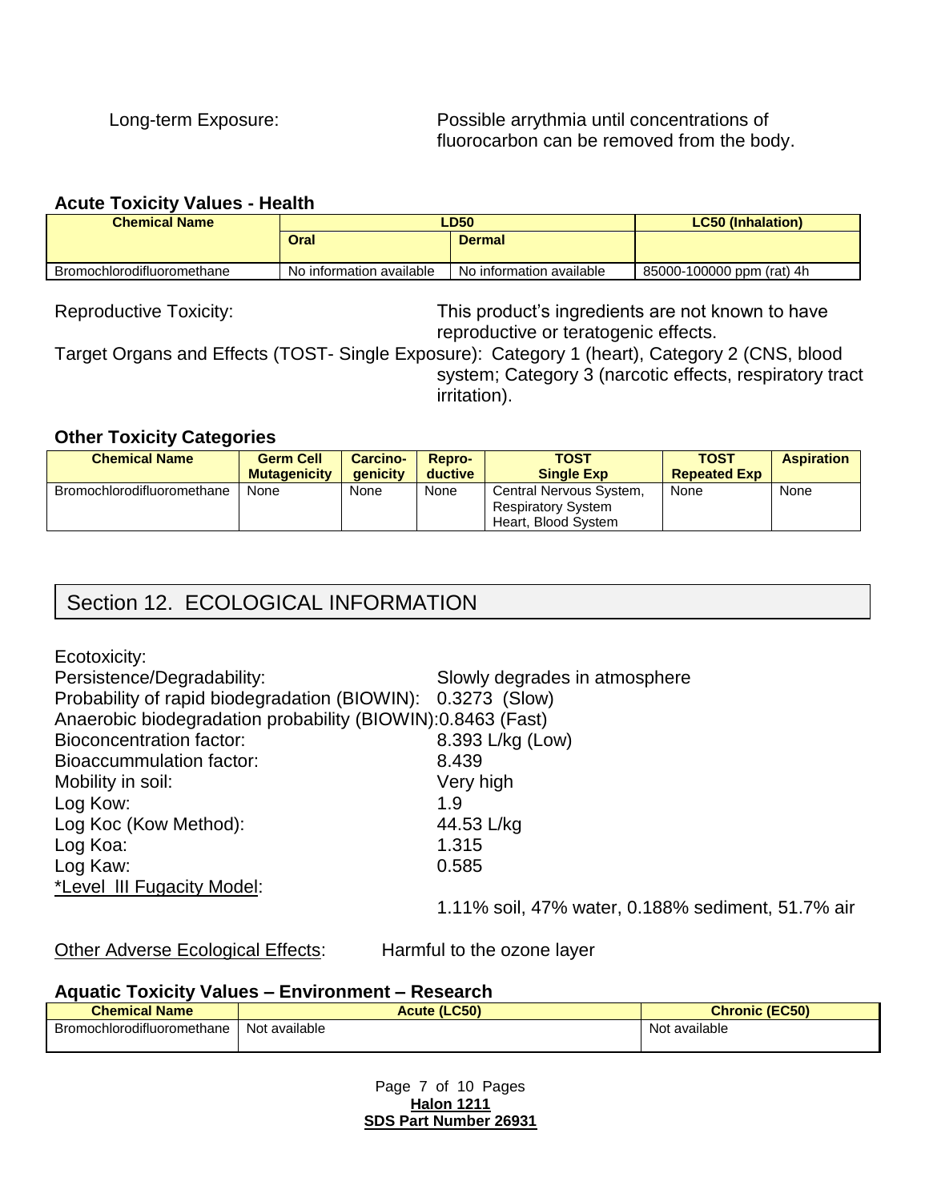Long-term Exposure: Possible arrythmia until concentrations of fluorocarbon can be removed from the body.

### Acute Toxicity Values - Health

| Chemical Name | LD50 | | LC50 (Inhalation) |
|---|---|---|---|
| | Oral | Dermal | |
| Bromochlorodifluoromethane | No information available | No information available | 85000-100000 ppm (rat) 4h |

Reproductive Toxicity: This product's ingredients are not known to have reproductive or teratogenic effects.

Target Organs and Effects (TOST- Single Exposure): Category 1 (heart), Category 2 (CNS, blood system; Category 3 (narcotic effects, respiratory tract irritation).

### Other Toxicity Categories

| Chemical Name | Germ Cell Mutagenicity | Carcino-genicity | Repro-ductive | TOST Single Exp | TOST Repeated Exp | Aspiration |
|---|---|---|---|---|---|---|
| Bromochlorodifluoromethane | None | None | None | Central Nervous System, Respiratory System Heart, Blood System | None | None |

## Section 12. ECOLOGICAL INFORMATION

Ecotoxicity:

Persistence/Degradability: Slowly degrades in atmosphere

Probability of rapid biodegradation (BIOWIN): 0.3273 (Slow)

Anaerobic biodegradation probability (BIOWIN): 0.8463 (Fast)

Bioconcentration factor: 8.393 L/kg (Low)

Bioaccummulation factor: 8.439

Mobility in soil: Very high

Log Kow: 1.9

Log Koc (Kow Method): 44.53 L/kg

Log Koa: 1.315

Log Kaw: 0.585

*Level III Fugacity Model:

1.11% soil, 47% water, 0.188% sediment, 51.7% air

Other Adverse Ecological Effects: Harmful to the ozone layer

### Aquatic Toxicity Values – Environment – Research

| Chemical Name | Acute (LC50) | Chronic (EC50) |
|---|---|---|
| Bromochlorodifluoromethane | Not available | Not available |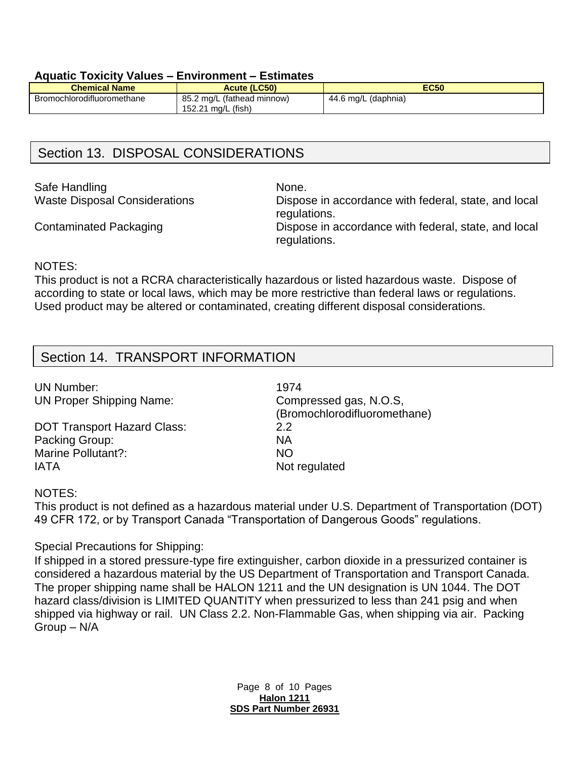### Aquatic Toxicity Values – Environment – Estimates

| Chemical Name | Acute (LC50) | EC50 |
|---|---|---|
| Bromochlorodifluoromethane | 85.2 mg/L (fathead minnow)<br>152.21 mg/L (fish) | 44.6 mg/L (daphnia) |

## Section 13. DISPOSAL CONSIDERATIONS

Safe Handling: None.

Waste Disposal Considerations: Dispose in accordance with federal, state, and local regulations.

Contaminated Packaging: Dispose in accordance with federal, state, and local regulations.

NOTES:
This product is not a RCRA characteristically hazardous or listed hazardous waste. Dispose of according to state or local laws, which may be more restrictive than federal laws or regulations. Used product may be altered or contaminated, creating different disposal considerations.

## Section 14. TRANSPORT INFORMATION

UN Number: 1974

UN Proper Shipping Name: Compressed gas, N.O.S, (Bromochlorodifluoromethane)

DOT Transport Hazard Class: 2.2

Packing Group: NA

Marine Pollutant?: NO

IATA: Not regulated

NOTES:
This product is not defined as a hazardous material under U.S. Department of Transportation (DOT) 49 CFR 172, or by Transport Canada "Transportation of Dangerous Goods" regulations.

Special Precautions for Shipping:
If shipped in a stored pressure-type fire extinguisher, carbon dioxide in a pressurized container is considered a hazardous material by the US Department of Transportation and Transport Canada. The proper shipping name shall be HALON 1211 and the UN designation is UN 1044. The DOT hazard class/division is LIMITED QUANTITY when pressurized to less than 241 psig and when shipped via highway or rail. UN Class 2.2. Non-Flammable Gas, when shipping via air. Packing Group – N/A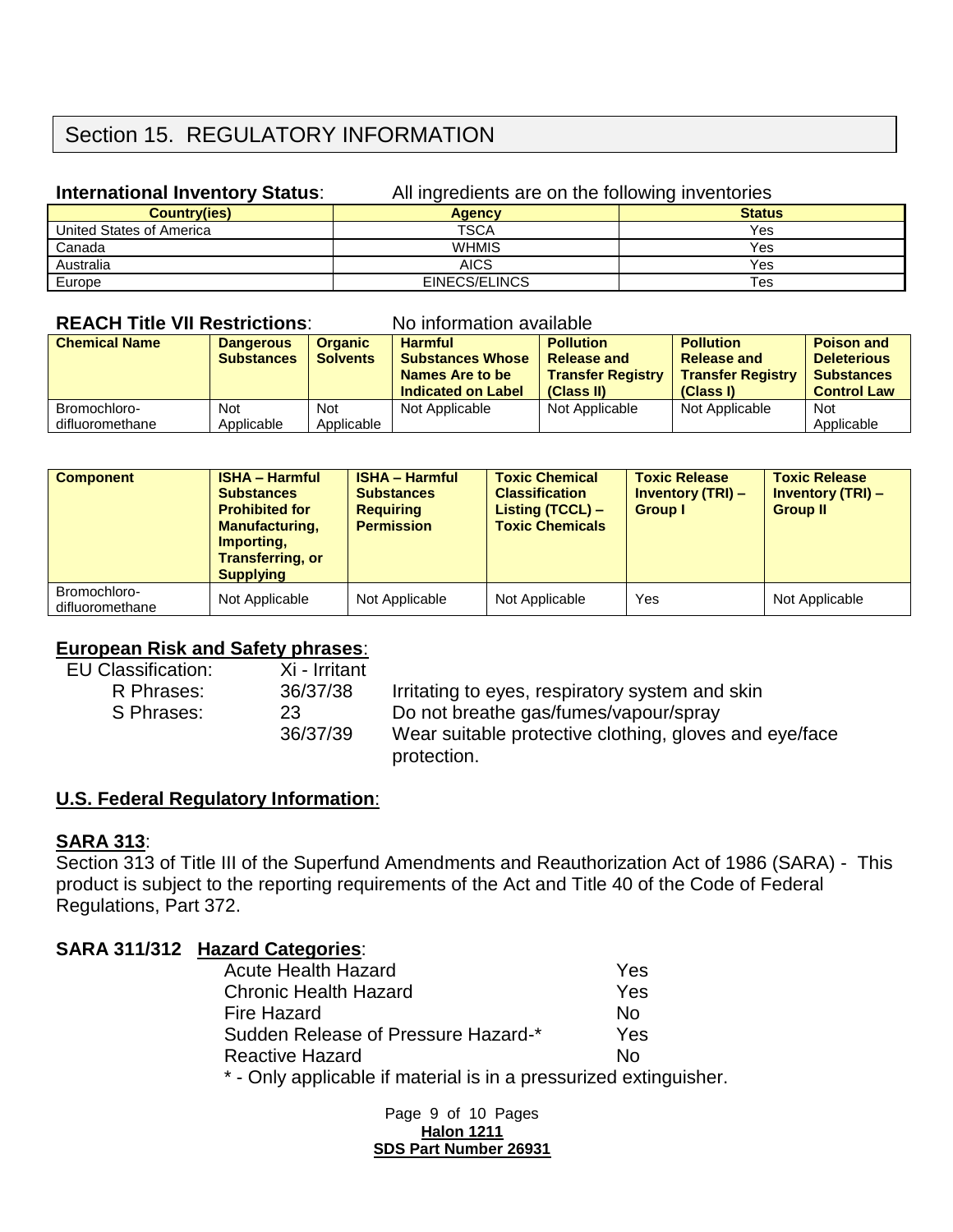# Section 15. REGULATORY INFORMATION

**International Inventory Status**: All ingredients are on the following inventories

| Country(ies) | Agency | Status |
|---|---|---|
| United States of America | TSCA | Yes |
| Canada | WHMIS | Yes |
| Australia | AICS | Yes |
| Europe | EINECS/ELINCS | Tes |

**REACH Title VII Restrictions**: No information available

| Chemical Name | Dangerous Substances | Organic Solvents | Harmful Substances Whose Names Are to be Indicated on Label | Pollution Release and Transfer Registry (Class II) | Pollution Release and Transfer Registry (Class I) | Poison and Deleterious Substances Control Law |
|---|---|---|---|---|---|---|
| Bromochloro-difluoromethane | Not Applicable | Not Applicable | Not Applicable | Not Applicable | Not Applicable | Not Applicable |

| Component | ISHA – Harmful Substances Prohibited for Manufacturing, Importing, Transferring, or Supplying | ISHA – Harmful Substances Requiring Permission | Toxic Chemical Classification Listing (TCCL) – Toxic Chemicals | Toxic Release Inventory (TRI) – Group I | Toxic Release Inventory (TRI) – Group II |
|---|---|---|---|---|---|
| Bromochloro-difluoromethane | Not Applicable | Not Applicable | Not Applicable | Yes | Not Applicable |

**European Risk and Safety phrases**:

EU Classification: Xi - Irritant

R Phrases: 36/37/38 Irritating to eyes, respiratory system and skin

S Phrases: 23 Do not breathe gas/fumes/vapour/spray

36/37/39 Wear suitable protective clothing, gloves and eye/face protection.

**U.S. Federal Regulatory Information**:

**SARA 313**:

Section 313 of Title III of the Superfund Amendments and Reauthorization Act of 1986 (SARA) - This product is subject to the reporting requirements of the Act and Title 40 of the Code of Federal Regulations, Part 372.

**SARA 311/312 Hazard Categories**:

| | |
|---|---|
| Acute Health Hazard | Yes |
| Chronic Health Hazard | Yes |
| Fire Hazard | No |
| Sudden Release of Pressure Hazard-* | Yes |
| Reactive Hazard | No |

* - Only applicable if material is in a pressurized extinguisher.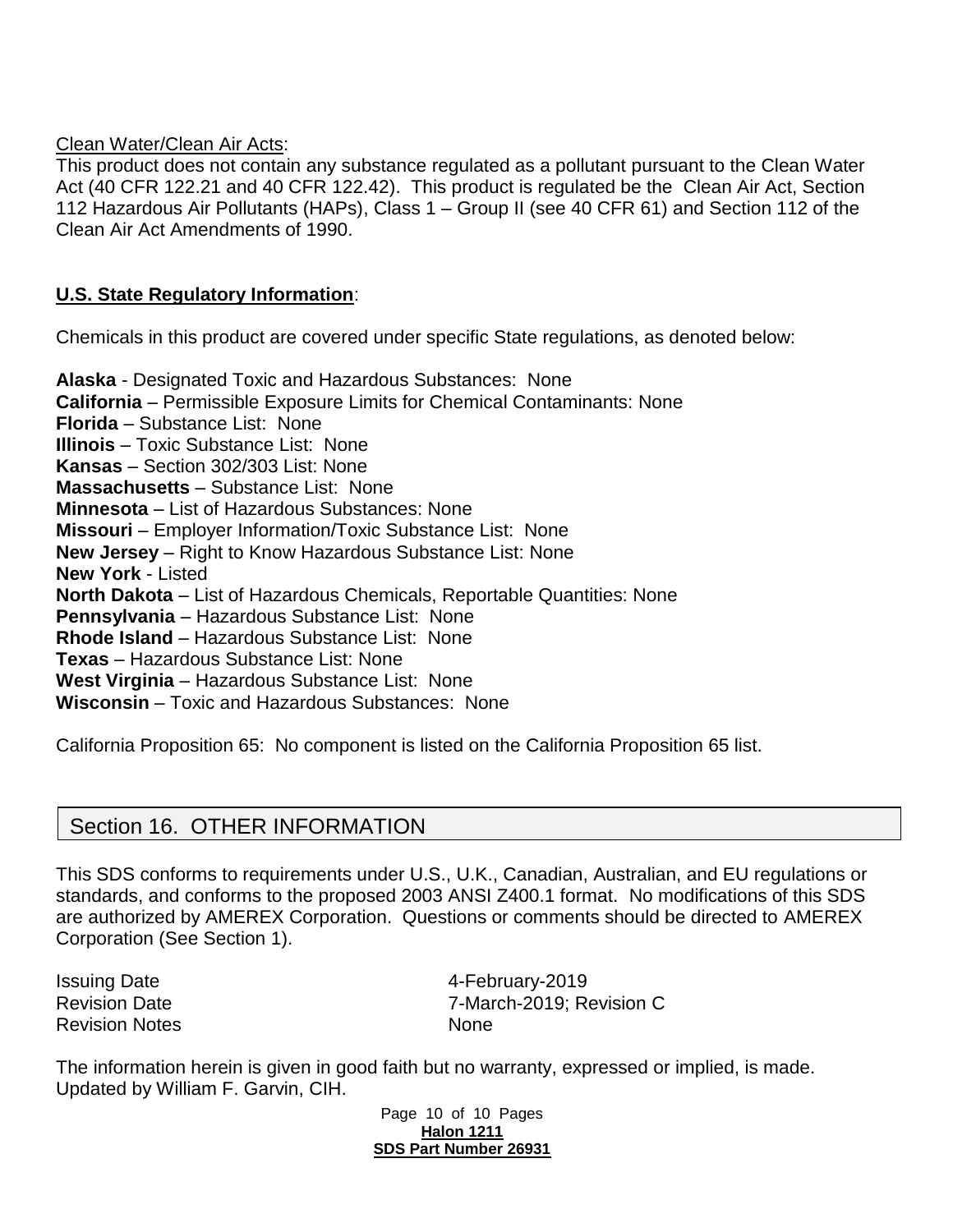Clean Water/Clean Air Acts:

This product does not contain any substance regulated as a pollutant pursuant to the Clean Water Act (40 CFR 122.21 and 40 CFR 122.42). This product is regulated be the Clean Air Act, Section 112 Hazardous Air Pollutants (HAPs), Class 1 – Group II (see 40 CFR 61) and Section 112 of the Clean Air Act Amendments of 1990.

**U.S. State Regulatory Information**:

Chemicals in this product are covered under specific State regulations, as denoted below:

**Alaska** - Designated Toxic and Hazardous Substances: None
**California** – Permissible Exposure Limits for Chemical Contaminants: None
**Florida** – Substance List: None
**Illinois** – Toxic Substance List: None
**Kansas** – Section 302/303 List: None
**Massachusetts** – Substance List: None
**Minnesota** – List of Hazardous Substances: None
**Missouri** – Employer Information/Toxic Substance List: None
**New Jersey** – Right to Know Hazardous Substance List: None
**New York** - Listed
**North Dakota** – List of Hazardous Chemicals, Reportable Quantities: None
**Pennsylvania** – Hazardous Substance List: None
**Rhode Island** – Hazardous Substance List: None
**Texas** – Hazardous Substance List: None
**West Virginia** – Hazardous Substance List: None
**Wisconsin** – Toxic and Hazardous Substances: None

California Proposition 65: No component is listed on the California Proposition 65 list.

## Section 16. OTHER INFORMATION

This SDS conforms to requirements under U.S., U.K., Canadian, Australian, and EU regulations or standards, and conforms to the proposed 2003 ANSI Z400.1 format. No modifications of this SDS are authorized by AMEREX Corporation. Questions or comments should be directed to AMEREX Corporation (See Section 1).

| | |
|---|---|
| Issuing Date | 4-February-2019 |
| Revision Date | 7-March-2019; Revision C |
| Revision Notes | None |

The information herein is given in good faith but no warranty, expressed or implied, is made. Updated by William F. Garvin, CIH.

**Halon 1211**
**SDS Part Number 26931**